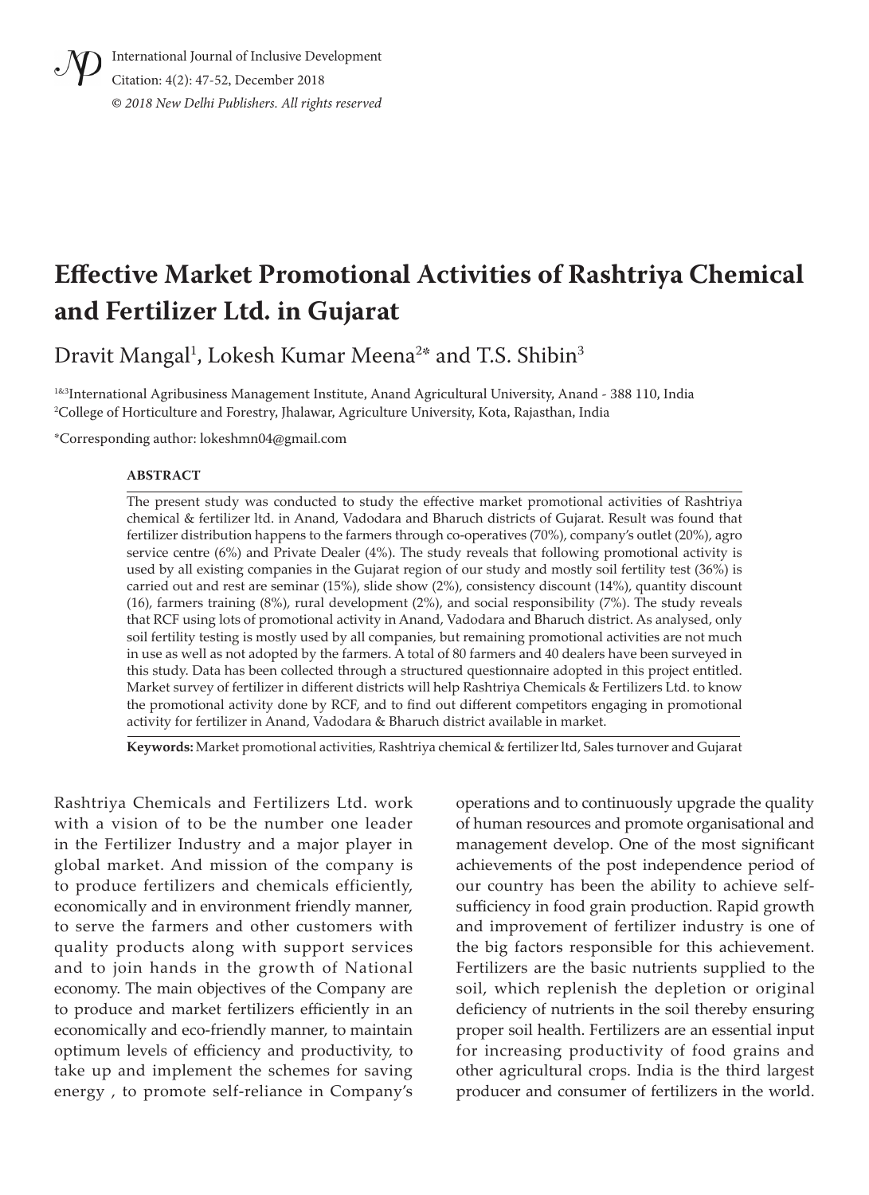# Effective Market Promotional Activities of Rashtriya Chemical and Fertilizer Ltd. in Gujarat

Dravit Mangal[1], Lokesh Kumar Meena[2*] and T.S. Shibin[3]

[1&3]International Agribusiness Management Institute, Anand Agricultural University, Anand - 388 110, India
[2]College of Horticulture and Forestry, Jhalawar, Agriculture University, Kota, Rajasthan, India

*Corresponding author: lokeshmn04@gmail.com

## ABSTRACT

The present study was conducted to study the effective market promotional activities of Rashtriya chemical & fertilizer ltd. in Anand, Vadodara and Bharuch districts of Gujarat. Result was found that fertilizer distribution happens to the farmers through co-operatives (70%), company's outlet (20%), agro service centre (6%) and Private Dealer (4%). The study reveals that following promotional activity is used by all existing companies in the Gujarat region of our study and mostly soil fertility test (36%) is carried out and rest are seminar (15%), slide show (2%), consistency discount (14%), quantity discount (16), farmers training (8%), rural development (2%), and social responsibility (7%). The study reveals that RCF using lots of promotional activity in Anand, Vadodara and Bharuch district. As analysed, only soil fertility testing is mostly used by all companies, but remaining promotional activities are not much in use as well as not adopted by the farmers. A total of 80 farmers and 40 dealers have been surveyed in this study. Data has been collected through a structured questionnaire adopted in this project entitled. Market survey of fertilizer in different districts will help Rashtriya Chemicals & Fertilizers Ltd. to know the promotional activity done by RCF, and to find out different competitors engaging in promotional activity for fertilizer in Anand, Vadodara & Bharuch district available in market.

**Keywords:** Market promotional activities, Rashtriya chemical & fertilizer ltd, Sales turnover and Gujarat

Rashtriya Chemicals and Fertilizers Ltd. work with a vision of to be the number one leader in the Fertilizer Industry and a major player in global market. And mission of the company is to produce fertilizers and chemicals efficiently, economically and in environment friendly manner, to serve the farmers and other customers with quality products along with support services and to join hands in the growth of National economy. The main objectives of the Company are to produce and market fertilizers efficiently in an economically and eco-friendly manner, to maintain optimum levels of efficiency and productivity, to take up and implement the schemes for saving energy , to promote self-reliance in Company's operations and to continuously upgrade the quality of human resources and promote organisational and management develop. One of the most significant achievements of the post independence period of our country has been the ability to achieve self-sufficiency in food grain production. Rapid growth and improvement of fertilizer industry is one of the big factors responsible for this achievement. Fertilizers are the basic nutrients supplied to the soil, which replenish the depletion or original deficiency of nutrients in the soil thereby ensuring proper soil health. Fertilizers are an essential input for increasing productivity of food grains and other agricultural crops. India is the third largest producer and consumer of fertilizers in the world.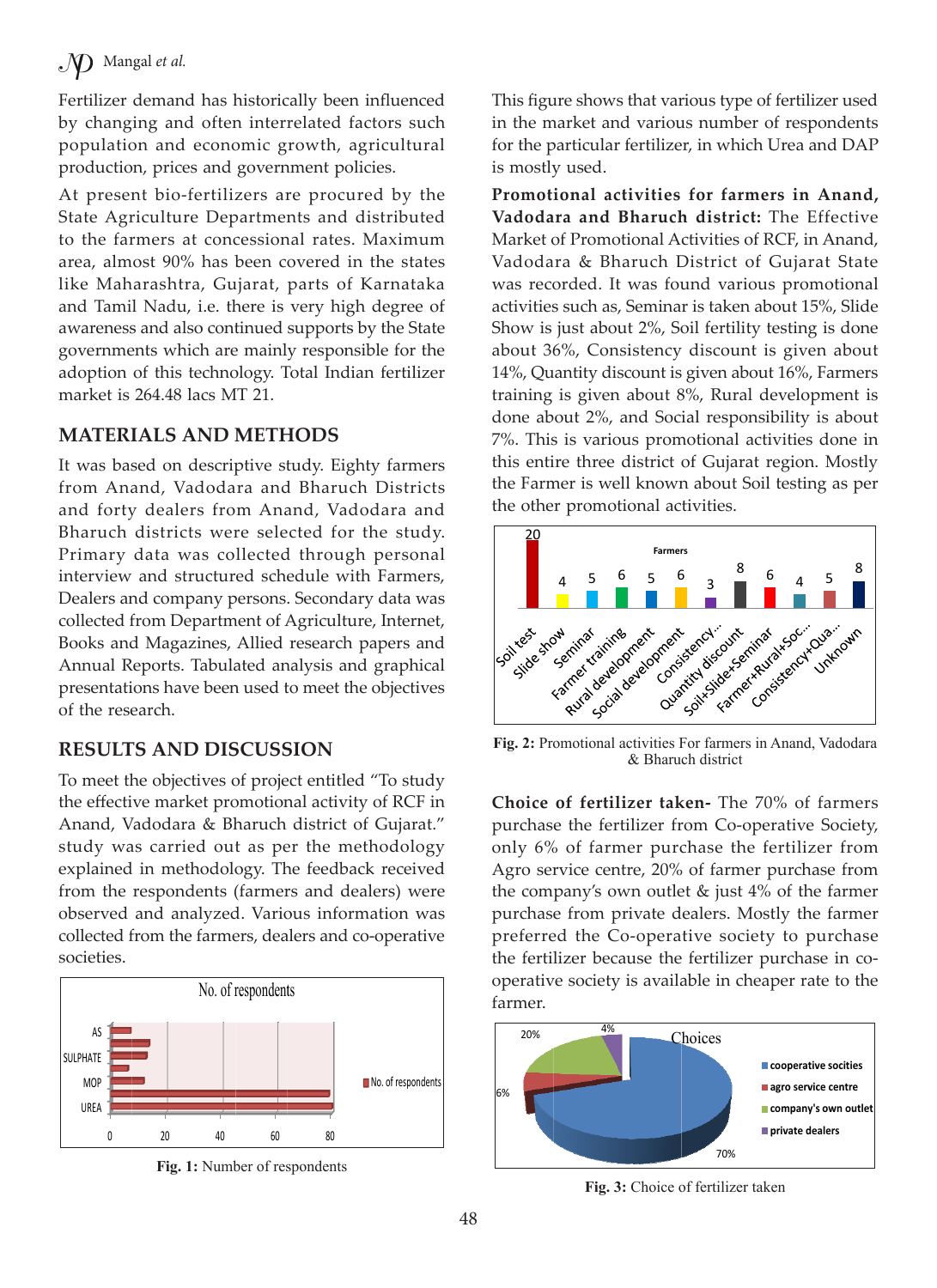Fertilizer demand has historically been influenced by changing and often interrelated factors such population and economic growth, agricultural production, prices and government policies.

At present bio-fertilizers are procured by the State Agriculture Departments and distributed to the farmers at concessional rates. Maximum area, almost 90% has been covered in the states like Maharashtra, Gujarat, parts of Karnataka and Tamil Nadu, i.e. there is very high degree of awareness and also continued supports by the State governments which are mainly responsible for the adoption of this technology. Total Indian fertilizer market is 264.48 lacs MT 21.

## MATERIALS AND METHODS

It was based on descriptive study. Eighty farmers from Anand, Vadodara and Bharuch Districts and forty dealers from Anand, Vadodara and Bharuch districts were selected for the study. Primary data was collected through personal interview and structured schedule with Farmers, Dealers and company persons. Secondary data was collected from Department of Agriculture, Internet, Books and Magazines, Allied research papers and Annual Reports. Tabulated analysis and graphical presentations have been used to meet the objectives of the research.

## RESULTS AND DISCUSSION

To meet the objectives of project entitled "To study the effective market promotional activity of RCF in Anand, Vadodara & Bharuch district of Gujarat." study was carried out as per the methodology explained in methodology. The feedback received from the respondents (farmers and dealers) were observed and analyzed. Various information was collected from the farmers, dealers and co-operative societies.

**Fig. 1:** Number of respondents

This figure shows that various type of fertilizer used in the market and various number of respondents for the particular fertilizer, in which Urea and DAP is mostly used.

**Promotional activities for farmers in Anand, Vadodara and Bharuch district:** The Effective Market of Promotional Activities of RCF, in Anand, Vadodara & Bharuch District of Gujarat State was recorded. It was found various promotional activities such as, Seminar is taken about 15%, Slide Show is just about 2%, Soil fertility testing is done about 36%, Consistency discount is given about 14%, Quantity discount is given about 16%, Farmers training is given about 8%, Rural development is done about 2%, and Social responsibility is about 7%. This is various promotional activities done in this entire three district of Gujarat region. Mostly the Farmer is well known about Soil testing as per the other promotional activities.

**Fig. 2:** Promotional activities For farmers in Anand, Vadodara & Bharuch district

**Choice of fertilizer taken-** The 70% of farmers purchase the fertilizer from Co-operative Society, only 6% of farmer purchase the fertilizer from Agro service centre, 20% of farmer purchase from the company's own outlet & just 4% of the farmer purchase from private dealers. Mostly the farmer preferred the Co-operative society to purchase the fertilizer because the fertilizer purchase in co-operative society is available in cheaper rate to the farmer.

**Fig. 3:** Choice of fertilizer taken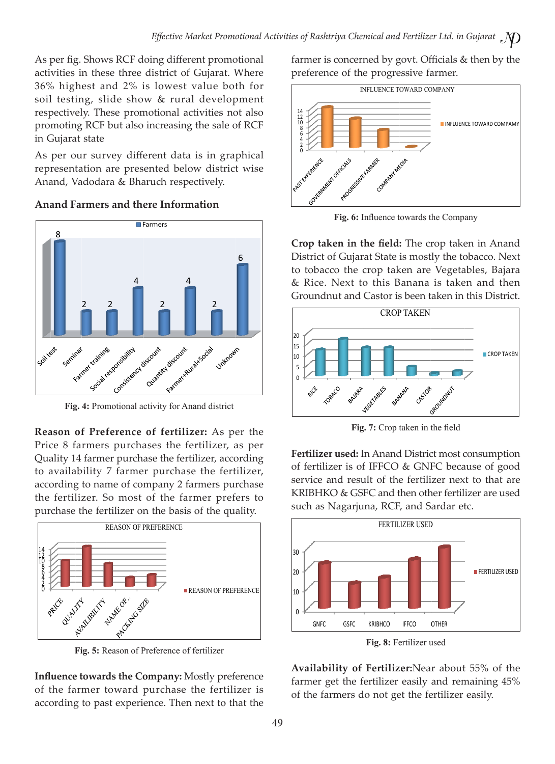As per fig. Shows RCF doing different promotional activities in these three district of Gujarat. Where 36% highest and 2% is lowest value both for soil testing, slide show & rural development respectively. These promotional activities not also promoting RCF but also increasing the sale of RCF in Gujarat state

As per our survey different data is in graphical representation are presented below district wise Anand, Vadodara & Bharuch respectively.

### Anand Farmers and there Information

**Fig. 4:** Promotional activity for Anand district

**Reason of Preference of fertilizer:** As per the Price 8 farmers purchases the fertilizer, as per Quality 14 farmer purchase the fertilizer, according to availability 7 farmer purchase the fertilizer, according to name of company 2 farmers purchase the fertilizer. So most of the farmer prefers to purchase the fertilizer on the basis of the quality.

**Fig. 5:** Reason of Preference of fertilizer

**Influence towards the Company:** Mostly preference of the farmer toward purchase the fertilizer is according to past experience. Then next to that the farmer is concerned by govt. Officials & then by the preference of the progressive farmer.

**Fig. 6:** Influence towards the Company

**Crop taken in the field:** The crop taken in Anand District of Gujarat State is mostly the tobacco. Next to tobacco the crop taken are Vegetables, Bajara & Rice. Next to this Banana is taken and then Groundnut and Castor is been taken in this District.

**Fig. 7:** Crop taken in the field

**Fertilizer used:** In Anand District most consumption of fertilizer is of IFFCO & GNFC because of good service and result of the fertilizer next to that are KRIBHKO & GSFC and then other fertilizer are used such as Nagarjuna, RCF, and Sardar etc.

**Fig. 8:** Fertilizer used

**Availability of Fertilizer:** Near about 55% of the farmer get the fertilizer easily and remaining 45% of the farmers do not get the fertilizer easily.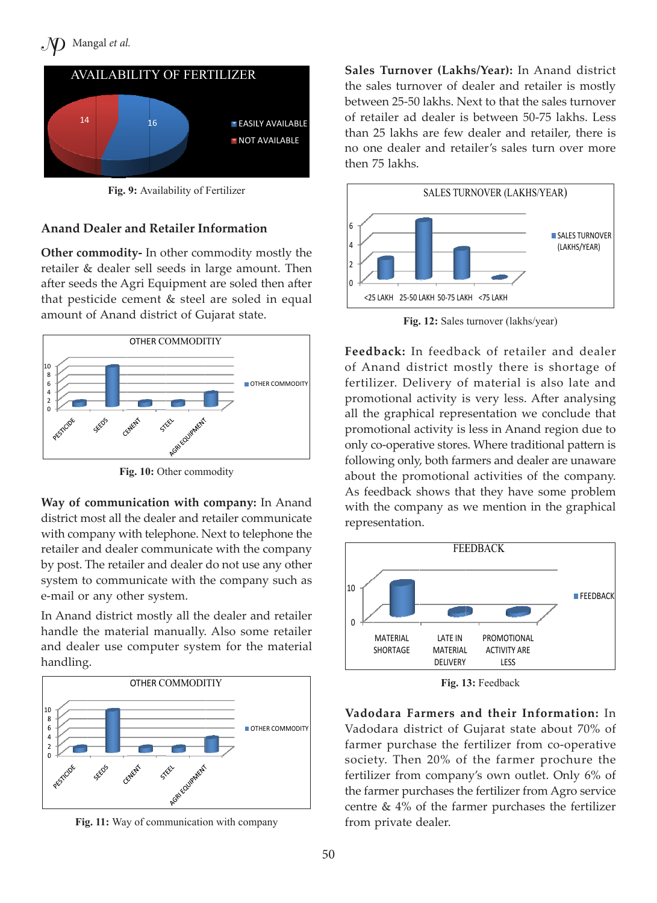Fig. 9: Availability of Fertilizer

### Anand Dealer and Retailer Information

**Other commodity-** In other commodity mostly the retailer & dealer sell seeds in large amount. Then after seeds the Agri Equipment are soled then after that pesticide cement & steel are soled in equal amount of Anand district of Gujarat state.

Fig. 10: Other commodity

**Way of communication with company:** In Anand district most all the dealer and retailer communicate with company with telephone. Next to telephone the retailer and dealer communicate with the company by post. The retailer and dealer do not use any other system to communicate with the company such as e-mail or any other system.

In Anand district mostly all the dealer and retailer handle the material manually. Also some retailer and dealer use computer system for the material handling.

Fig. 11: Way of communication with company

**Sales Turnover (Lakhs/Year):** In Anand district the sales turnover of dealer and retailer is mostly between 25-50 lakhs. Next to that the sales turnover of retailer ad dealer is between 50-75 lakhs. Less than 25 lakhs are few dealer and retailer, there is no one dealer and retailer's sales turn over more then 75 lakhs.

Fig. 12: Sales turnover (lakhs/year)

**Feedback:** In feedback of retailer and dealer of Anand district mostly there is shortage of fertilizer. Delivery of material is also late and promotional activity is very less. After analysing all the graphical representation we conclude that promotional activity is less in Anand region due to only co-operative stores. Where traditional pattern is following only, both farmers and dealer are unaware about the promotional activities of the company. As feedback shows that they have some problem with the company as we mention in the graphical representation.

Fig. 13: Feedback

**Vadodara Farmers and their Information:** In Vadodara district of Gujarat state about 70% of farmer purchase the fertilizer from co-operative society. Then 20% of the farmer prochure the fertilizer from company's own outlet. Only 6% of the farmer purchases the fertilizer from Agro service centre & 4% of the farmer purchases the fertilizer from private dealer.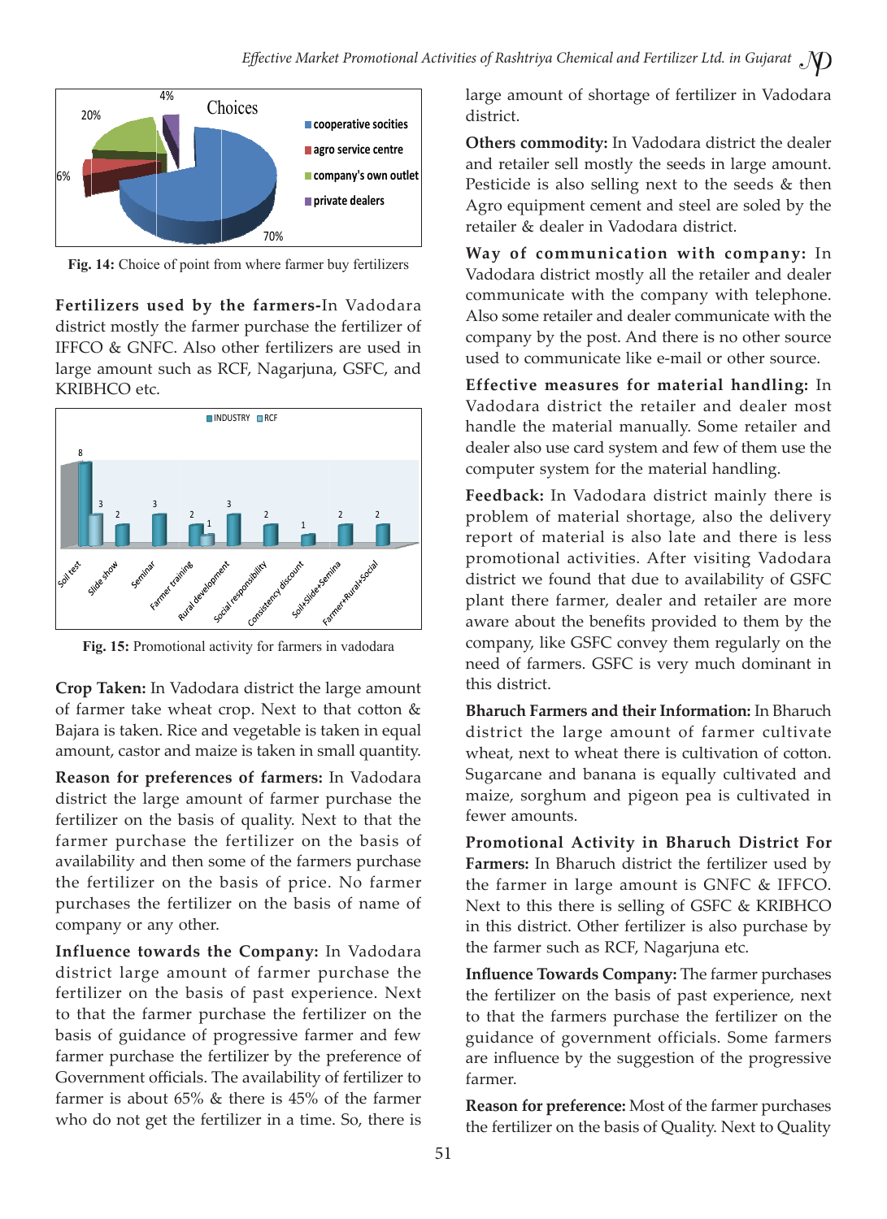Fig. 14: Choice of point from where farmer buy fertilizers

**Fertilizers used by the farmers-**In Vadodara district mostly the farmer purchase the fertilizer of IFFCO & GNFC. Also other fertilizers are used in large amount such as RCF, Nagarjuna, GSFC, and KRIBHCO etc.

Fig. 15: Promotional activity for farmers in vadodara

**Crop Taken:** In Vadodara district the large amount of farmer take wheat crop. Next to that cotton & Bajara is taken. Rice and vegetable is taken in equal amount, castor and maize is taken in small quantity.

**Reason for preferences of farmers:** In Vadodara district the large amount of farmer purchase the fertilizer on the basis of quality. Next to that the farmer purchase the fertilizer on the basis of availability and then some of the farmers purchase the fertilizer on the basis of price. No farmer purchases the fertilizer on the basis of name of company or any other.

**Influence towards the Company:** In Vadodara district large amount of farmer purchase the fertilizer on the basis of past experience. Next to that the farmer purchase the fertilizer on the basis of guidance of progressive farmer and few farmer purchase the fertilizer by the preference of Government officials. The availability of fertilizer to farmer is about 65% & there is 45% of the farmer who do not get the fertilizer in a time. So, there is large amount of shortage of fertilizer in Vadodara district.

**Others commodity:** In Vadodara district the dealer and retailer sell mostly the seeds in large amount. Pesticide is also selling next to the seeds & then Agro equipment cement and steel are soled by the retailer & dealer in Vadodara district.

**Way of communication with company:** In Vadodara district mostly all the retailer and dealer communicate with the company with telephone. Also some retailer and dealer communicate with the company by the post. And there is no other source used to communicate like e-mail or other source.

**Effective measures for material handling:** In Vadodara district the retailer and dealer most handle the material manually. Some retailer and dealer also use card system and few of them use the computer system for the material handling.

**Feedback:** In Vadodara district mainly there is problem of material shortage, also the delivery report of material is also late and there is less promotional activities. After visiting Vadodara district we found that due to availability of GSFC plant there farmer, dealer and retailer are more aware about the benefits provided to them by the company, like GSFC convey them regularly on the need of farmers. GSFC is very much dominant in this district.

**Bharuch Farmers and their Information:** In Bharuch district the large amount of farmer cultivate wheat, next to wheat there is cultivation of cotton. Sugarcane and banana is equally cultivated and maize, sorghum and pigeon pea is cultivated in fewer amounts.

**Promotional Activity in Bharuch District For Farmers:** In Bharuch district the fertilizer used by the farmer in large amount is GNFC & IFFCO. Next to this there is selling of GSFC & KRIBHCO in this district. Other fertilizer is also purchase by the farmer such as RCF, Nagarjuna etc.

**Influence Towards Company:** The farmer purchases the fertilizer on the basis of past experience, next to that the farmers purchase the fertilizer on the guidance of government officials. Some farmers are influence by the suggestion of the progressive farmer.

**Reason for preference:** Most of the farmer purchases the fertilizer on the basis of Quality. Next to Quality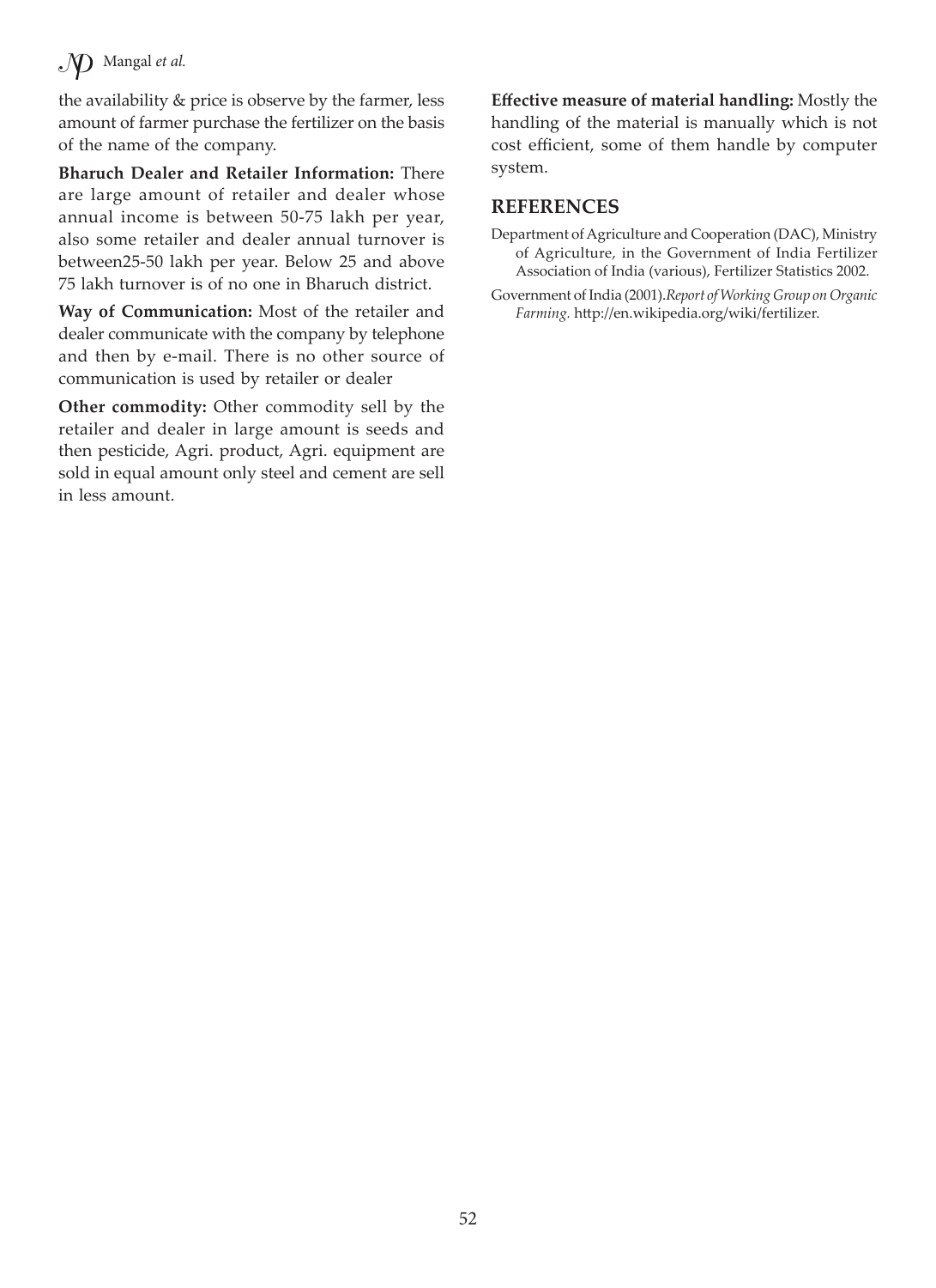the availability & price is observe by the farmer, less amount of farmer purchase the fertilizer on the basis of the name of the company.

**Bharuch Dealer and Retailer Information:** There are large amount of retailer and dealer whose annual income is between 50-75 lakh per year, also some retailer and dealer annual turnover is between25-50 lakh per year. Below 25 and above 75 lakh turnover is of no one in Bharuch district.

**Way of Communication:** Most of the retailer and dealer communicate with the company by telephone and then by e-mail. There is no other source of communication is used by retailer or dealer

**Other commodity:** Other commodity sell by the retailer and dealer in large amount is seeds and then pesticide, Agri. product, Agri. equipment are sold in equal amount only steel and cement are sell in less amount.

**Effective measure of material handling:** Mostly the handling of the material is manually which is not cost efficient, some of them handle by computer system.

## REFERENCES

Department of Agriculture and Cooperation (DAC), Ministry of Agriculture, in the Government of India Fertilizer Association of India (various), Fertilizer Statistics 2002.

Government of India (2001).*Report of Working Group on Organic Farming.* http://en.wikipedia.org/wiki/fertilizer.